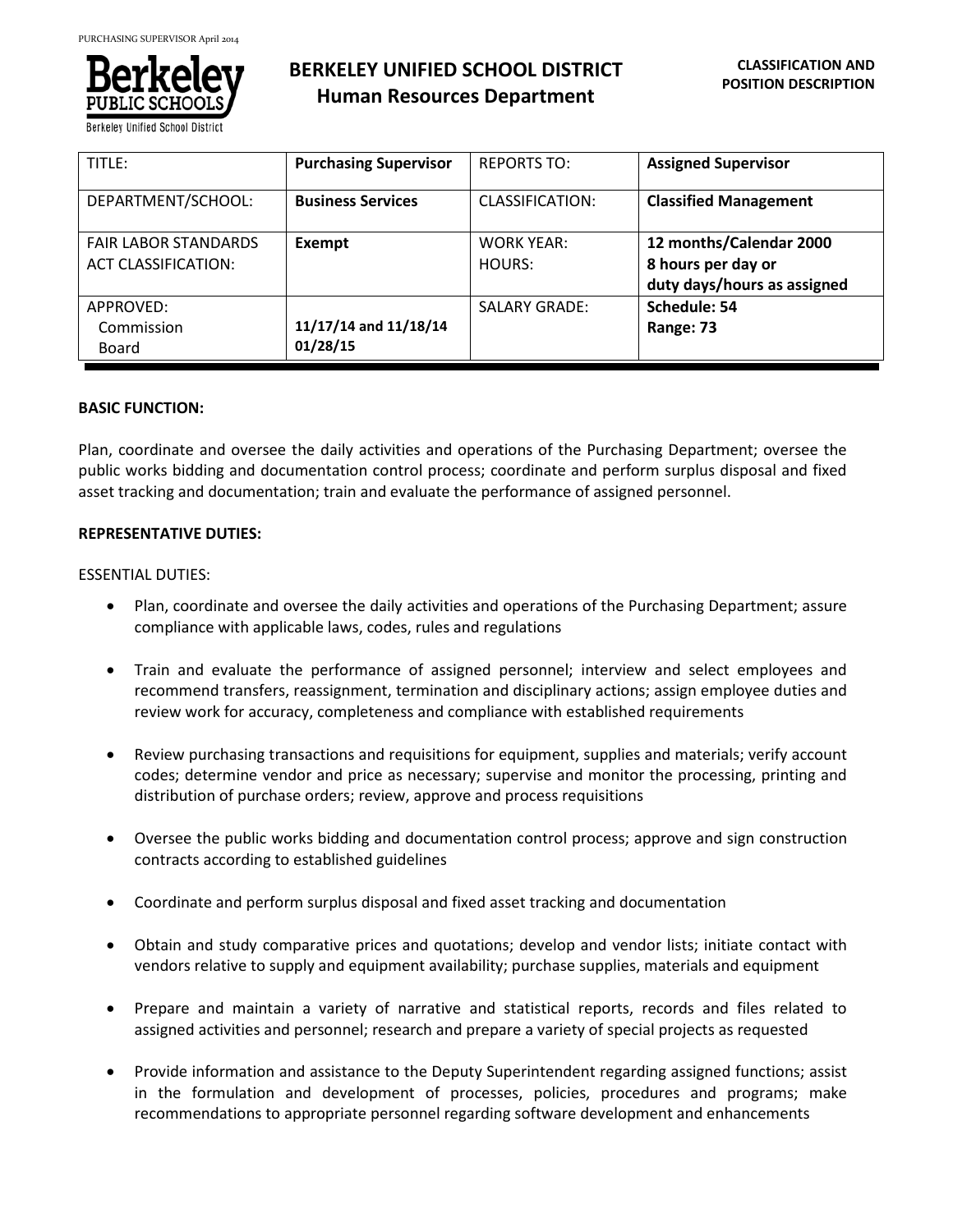# BERKELEY UNIFIED SCHOOL DISTRICT
## Human Resources Department

**CLASSIFICATION AND POSITION DESCRIPTION**

| | | | |
|---|---|---|---|
| TITLE: | **Purchasing Supervisor** | REPORTS TO: | **Assigned Supervisor** |
| DEPARTMENT/SCHOOL: | **Business Services** | CLASSIFICATION: | **Classified Management** |
| FAIR LABOR STANDARDS ACT CLASSIFICATION: | **Exempt** | WORK YEAR: HOURS: | **12 months/Calendar 2000 8 hours per day or duty days/hours as assigned** |
| APPROVED: Commission Board | **11/17/14 and 11/18/14 01/28/15** | SALARY GRADE: | **Schedule: 54 Range: 73** |

**BASIC FUNCTION:**

Plan, coordinate and oversee the daily activities and operations of the Purchasing Department; oversee the public works bidding and documentation control process; coordinate and perform surplus disposal and fixed asset tracking and documentation; train and evaluate the performance of assigned personnel.

**REPRESENTATIVE DUTIES:**

ESSENTIAL DUTIES:

- Plan, coordinate and oversee the daily activities and operations of the Purchasing Department; assure compliance with applicable laws, codes, rules and regulations

- Train and evaluate the performance of assigned personnel; interview and select employees and recommend transfers, reassignment, termination and disciplinary actions; assign employee duties and review work for accuracy, completeness and compliance with established requirements

- Review purchasing transactions and requisitions for equipment, supplies and materials; verify account codes; determine vendor and price as necessary; supervise and monitor the processing, printing and distribution of purchase orders; review, approve and process requisitions

- Oversee the public works bidding and documentation control process; approve and sign construction contracts according to established guidelines

- Coordinate and perform surplus disposal and fixed asset tracking and documentation

- Obtain and study comparative prices and quotations; develop and vendor lists; initiate contact with vendors relative to supply and equipment availability; purchase supplies, materials and equipment

- Prepare and maintain a variety of narrative and statistical reports, records and files related to assigned activities and personnel; research and prepare a variety of special projects as requested

- Provide information and assistance to the Deputy Superintendent regarding assigned functions; assist in the formulation and development of processes, policies, procedures and programs; make recommendations to appropriate personnel regarding software development and enhancements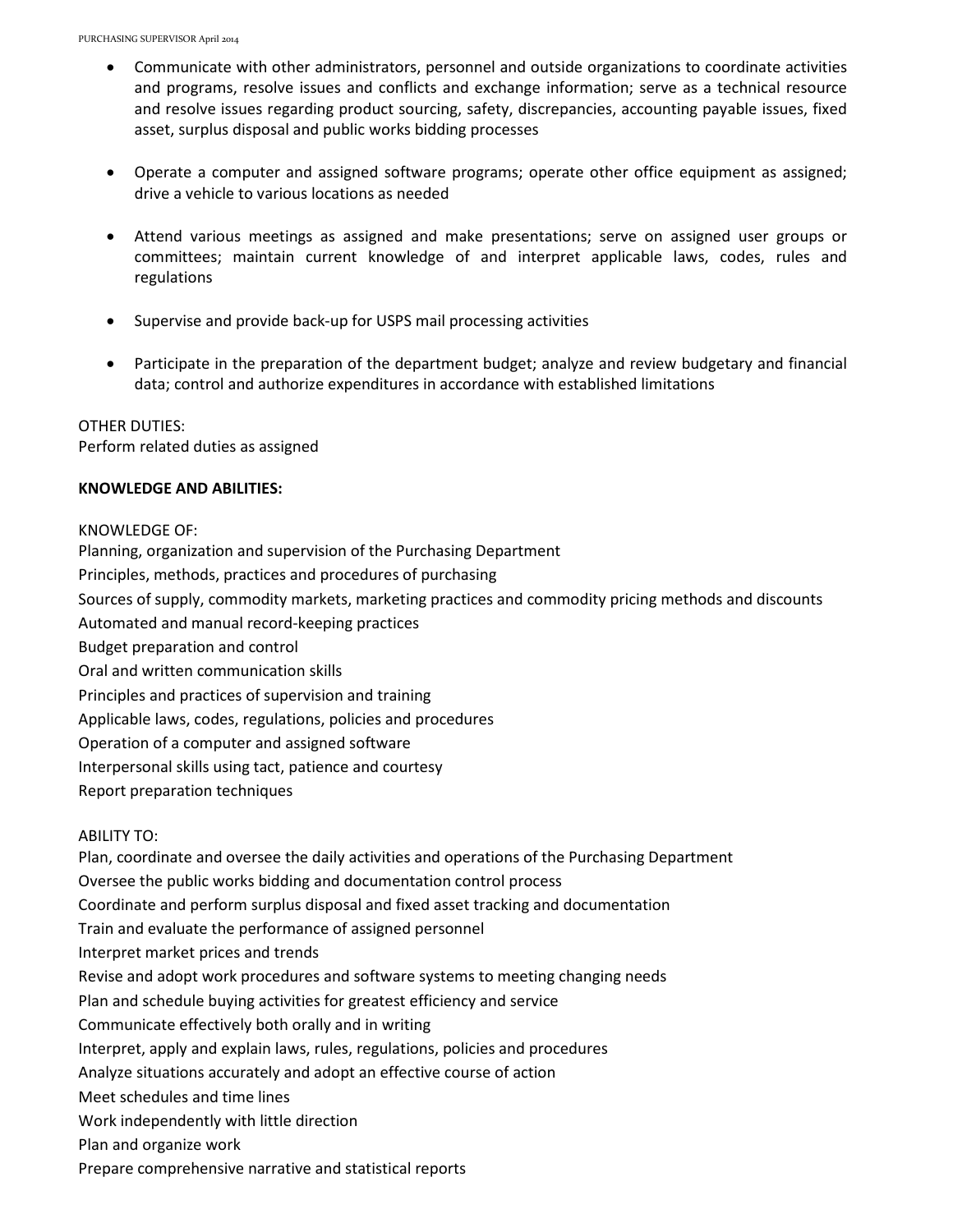- Communicate with other administrators, personnel and outside organizations to coordinate activities and programs, resolve issues and conflicts and exchange information; serve as a technical resource and resolve issues regarding product sourcing, safety, discrepancies, accounting payable issues, fixed asset, surplus disposal and public works bidding processes

- Operate a computer and assigned software programs; operate other office equipment as assigned; drive a vehicle to various locations as needed

- Attend various meetings as assigned and make presentations; serve on assigned user groups or committees; maintain current knowledge of and interpret applicable laws, codes, rules and regulations

- Supervise and provide back-up for USPS mail processing activities

- Participate in the preparation of the department budget; analyze and review budgetary and financial data; control and authorize expenditures in accordance with established limitations

OTHER DUTIES:
Perform related duties as assigned

**KNOWLEDGE AND ABILITIES:**

KNOWLEDGE OF:
Planning, organization and supervision of the Purchasing Department
Principles, methods, practices and procedures of purchasing
Sources of supply, commodity markets, marketing practices and commodity pricing methods and discounts
Automated and manual record-keeping practices
Budget preparation and control
Oral and written communication skills
Principles and practices of supervision and training
Applicable laws, codes, regulations, policies and procedures
Operation of a computer and assigned software
Interpersonal skills using tact, patience and courtesy
Report preparation techniques

ABILITY TO:
Plan, coordinate and oversee the daily activities and operations of the Purchasing Department
Oversee the public works bidding and documentation control process
Coordinate and perform surplus disposal and fixed asset tracking and documentation
Train and evaluate the performance of assigned personnel
Interpret market prices and trends
Revise and adopt work procedures and software systems to meeting changing needs
Plan and schedule buying activities for greatest efficiency and service
Communicate effectively both orally and in writing
Interpret, apply and explain laws, rules, regulations, policies and procedures
Analyze situations accurately and adopt an effective course of action
Meet schedules and time lines
Work independently with little direction
Plan and organize work
Prepare comprehensive narrative and statistical reports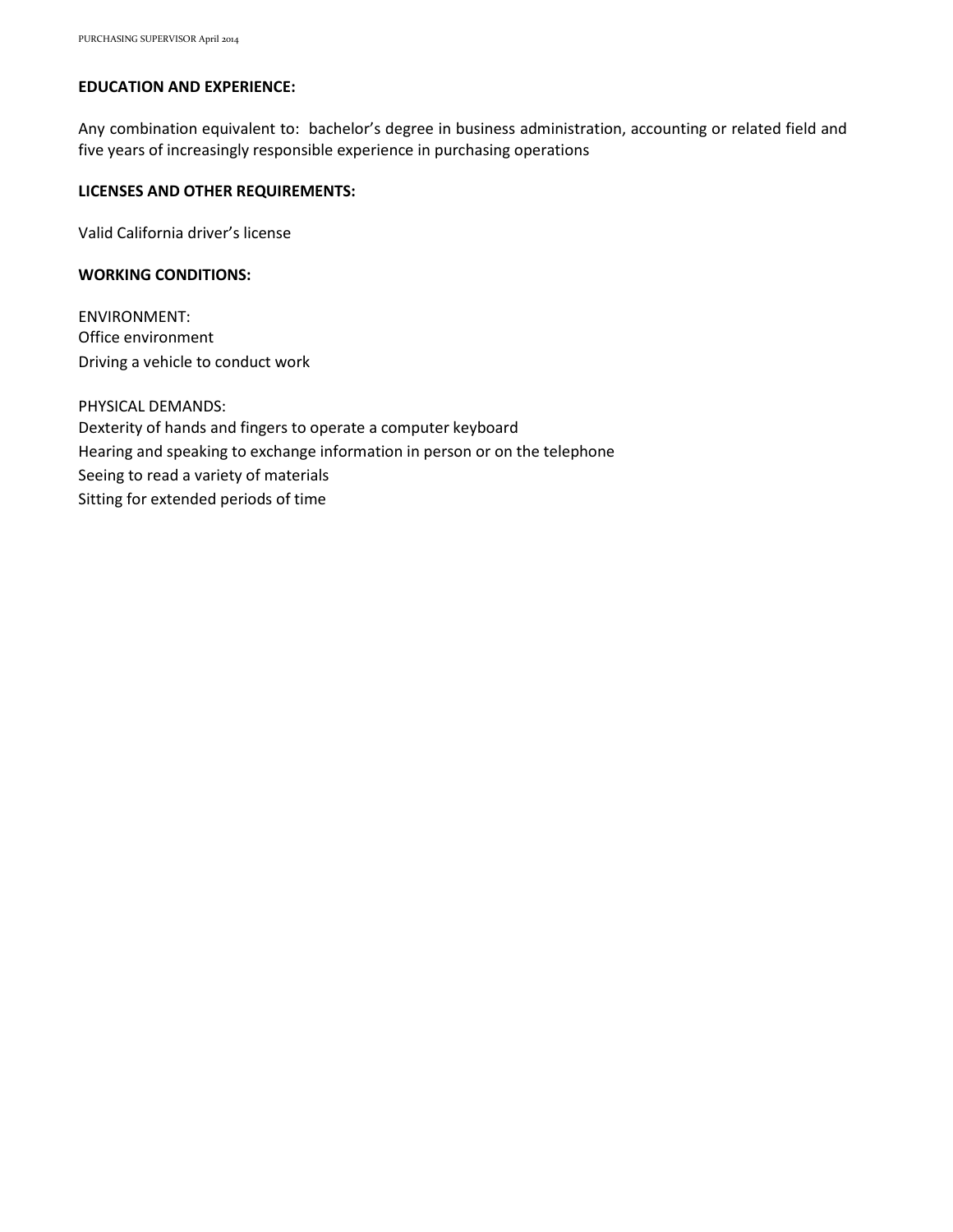## EDUCATION AND EXPERIENCE:

Any combination equivalent to: bachelor's degree in business administration, accounting or related field and five years of increasingly responsible experience in purchasing operations

## LICENSES AND OTHER REQUIREMENTS:

Valid California driver's license

## WORKING CONDITIONS:

ENVIRONMENT:
Office environment
Driving a vehicle to conduct work

PHYSICAL DEMANDS:
Dexterity of hands and fingers to operate a computer keyboard
Hearing and speaking to exchange information in person or on the telephone
Seeing to read a variety of materials
Sitting for extended periods of time